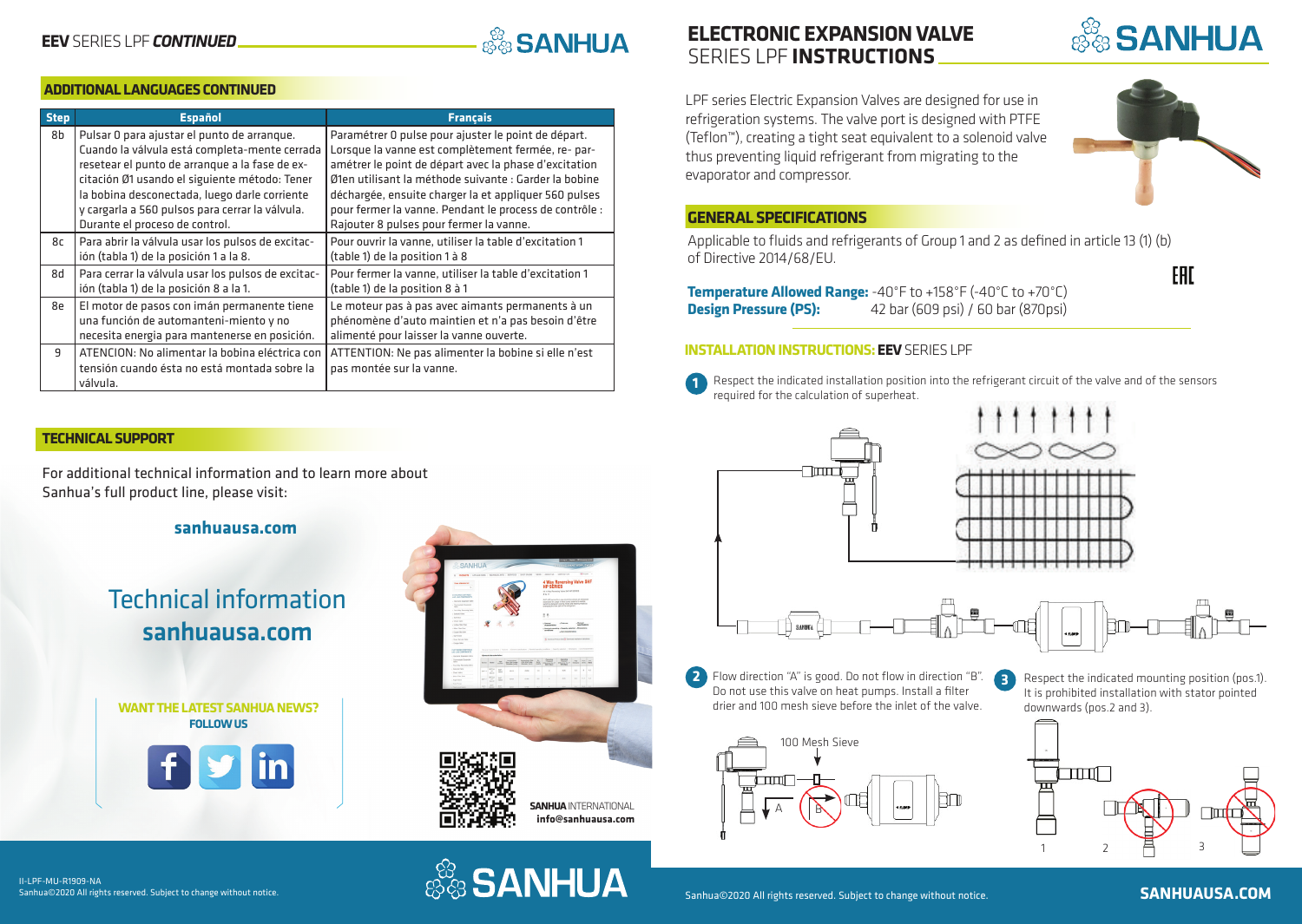## EEV SERIES LPF *CONTINUED*

### ADDITIONAL LANGUAGES CONTINUED

| Step | Español | Français |
|---|---|---|
| 8b | Pulsar 0 para ajustar el punto de arranque. Cuando la válvula está completa-mente cerrada resetear el punto de arranque a la fase de ex-citación Ø1 usando el siguiente método: Tener la bobina desconectada, luego darle corriente y cargarla a 560 pulsos para cerrar la válvula. Durante el proceso de control. | Paramétrer 0 pulse pour ajuster le point de départ. Lorsque la vanne est complètement fermée, re- par-amétrer le point de départ avec la phase d'excitation Ø1en utilisant la méthode suivante : Garder la bobine déchargée, ensuite charger la et appliquer 560 pulses pour fermer la vanne. Pendant le process de contrôle : Rajouter 8 pulses pour fermer la vanne. |
| 8c | Para abrir la válvula usar los pulsos de excitac-ión (tabla 1) de la posición 1 a la 8. | Pour ouvrir la vanne, utiliser la table d'excitation 1 (table 1) de la position 1 à 8 |
| 8d | Para cerrar la válvula usar los pulsos de excitac-ión (tabla 1) de la posición 8 a la 1. | Pour fermer la vanne, utiliser la table d'excitation 1 (table 1) de la position 8 à 1 |
| 8e | El motor de pasos con imán permanente tiene una función de automanteni-miento y no necesita energía para mantenerse en posición. | Le moteur pas à pas avec aimants permanents à un phénomène d'auto maintien et n'a pas besoin d'être alimenté pour laisser la vanne ouverte. |
| 9 | ATENCION: No alimentar la bobina eléctrica con tensión cuando ésta no está montada sobre la válvula. | ATTENTION: Ne pas alimenter la bobine si elle n'est pas montée sur la vanne. |

### TECHNICAL SUPPORT

For additional technical information and to learn more about Sanhua's full product line, please visit:

**sanhuausa.com**

Technical information
**sanhuausa.com**

**WANT THE LATEST SANHUA NEWS?**
**FOLLOW US**

**SANHUA** INTERNATIONAL
**info@sanhuausa.com**

II-LPF-MU-R1909-NA
Sanhua©2020 All rights reserved. Subject to change without notice.

# ELECTRONIC EXPANSION VALVE SERIES LPF INSTRUCTIONS

LPF series Electric Expansion Valves are designed for use in refrigeration systems. The valve port is designed with PTFE (Teflon™), creating a tight seat equivalent to a solenoid valve thus preventing liquid refrigerant from migrating to the evaporator and compressor.

### GENERAL SPECIFICATIONS

Applicable to fluids and refrigerants of Group 1 and 2 as defined in article 13 (1) (b) of Directive 2014/68/EU.

**Temperature Allowed Range:** -40°F to +158°F (-40°C to +70°C)
**Design Pressure (PS):** 42 bar (609 psi) / 60 bar (870psi)

### INSTALLATION INSTRUCTIONS: EEV SERIES LPF

1. Respect the indicated installation position into the refrigerant circuit of the valve and of the sensors required for the calculation of superheat.
2. Flow direction "A" is good. Do not flow in direction "B". Do not use this valve on heat pumps. Install a filter drier and 100 mesh sieve before the inlet of the valve.
3. Respect the indicated mounting position (pos.1). It is prohibited installation with stator pointed downwards (pos.2 and 3).

100 Mesh Sieve

Sanhua©2020 All rights reserved. Subject to change without notice. **SANHUAUSA.COM**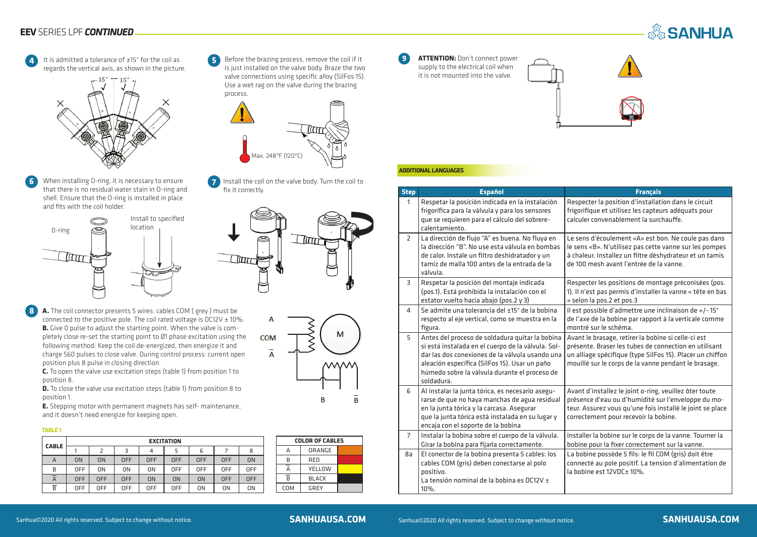# EEV SERIES LPF *CONTINUED*

**4** It is admitted a tolerance of ±15° for the coil as regards the vertical axis, as shown in the picture.

15° 15°

**5** Before the brazing process, remove the coil if it is just installed on the valve body. Braze the two valve connections using specific alloy (SilFos 15). Use a wet rag on the valve during the brazing process.

Max. 248°F (120°C)

**6** When installing O-ring, it is necessary to ensure that there is no residual water stain in O-ring and shell. Ensure that the O-ring is installed in place and fits with the coil holder.

O-ring

Install to specified location

**7** Install the coil on the valve body. Turn the coil to fix it correctly.

**8** **A.** The coil connector presents 5 wires: cables COM ( grey ) must be connected to the positive pole. The coil rated voltage is DC12V ± 10%.
**B.** Give 0 pulse to adjust the starting point. When the valve is completely close re-set the starting point to Ø1 phase excitation using the following method: Keep the coil de-energized, then energize it and charge 560 pulses to close valve. During control process: current open position plus 8 pulse in closing direction.
**C.** To open the valve use excitation steps (table 1) from position 1 to position 8.
**D.** To close the valve use excitation steps (table 1) from position 8 to position 1.
**E.** Stepping motor with permanent magnets has self- maintenance, and it doesn't need energize for keeping open.

A
COM
$\overline{A}$
M
B
$\overline{B}$

**TABLE 1**

| CABLE | EXCITATION | | | | | | | |
|---|---|---|---|---|---|---|---|---|
| | 1 | 2 | 3 | 4 | 5 | 6 | 7 | 8 |
| A | ON | ON | OFF | OFF | OFF | OFF | OFF | ON |
| B | OFF | ON | ON | ON | OFF | OFF | OFF | OFF |
| $\overline{A}$ | OFF | OFF | OFF | ON | ON | ON | OFF | OFF |
| $\overline{B}$ | OFF | OFF | OFF | OFF | OFF | ON | ON | ON |

| COLOR OF CABLES | |
|---|---|
| A | ORANGE |
| B | RED |
| $\overline{A}$ | YELLOW |
| $\overline{B}$ | BLACK |
| COM | GREY |

**9** **ATTENTION:** Don't connect power supply to the electrical coil when it is not mounted into the valve.

## ADDITIONAL LANGUAGES

| Step | Español | Français |
|---|---|---|
| 1 | Respetar la posición indicada en la instalación frigorífica para la válvula y para los sensores que se requieren para el cálculo del sobrecalentamiento. | Respecter la position d'installation dans le circuit frigorifique et utilisez les capteurs adéquats pour calculer convenablement la surchauffe. |
| 2 | La dirección de flujo "A" es buena. No fluya en la dirección "B". No use esta válvula en bombas de calor. Instale un filtro deshidratador y un tamiz de malla 100 antes de la entrada de la válvula. | Le sens d'écoulement «A» est bon. Ne coule pas dans le sens «B». N'utilisez pas cette vanne sur les pompes à chaleur. Installez un filtre déshydrateur et un tamis de 100 mesh avant l'entrée de la vanne. |
| 3 | Respetar la posición del montaje indicada (pos.1). Está prohibida la instalación con el estator vuelto hacia abajo (pos.2 y 3) | Respecter les positions de montage préconisées (pos. 1). Il n'est pas permis d'installer la vanne « tête en bas » selon la pos.2 et pos.3 |
| 4 | Se admite una tolerancia del ±15° de la bobina respecto al eje vertical, como se muestra en la figura. | Il est possible d'admettre une inclinaison de +/- 15° de l'axe de la bobine par rapport à la verticale comme montré sur le schéma. |
| 5 | Antes del proceso de soldadura quitar la bobina si está instalada en el cuerpo de la válvula. Soldar las dos conexiones de la válvula usando una aleación específica (SilFos 15). Usar un paño húmedo sobre la válvula durante el proceso de soldadura. | Avant le brasage, retirer la bobine si celle-ci est présente. Braser les tubes de connection en utilisant un alliage spécifique (type SilFos 15). Placer un chiffon mouillé sur le corps de la vanne pendant le brasage. |
| 6 | Al instalar la junta tórica, es necesario asegurarse de que no haya manchas de agua residual en la junta tórica y la carcasa. Asegurar que la junta tórica está instalada en su lugar y encaja con el soporte de la bobina | Avant d'installez le joint o-ring, veuillez ôter toute présence d'eau ou d'humidité sur l'enveloppe du moteur. Assurez vous qu'une fois installé le joint se place correctement pour recevoir la bobine. |
| 7 | Instalar la bobina sobre el cuerpo de la válvula. Girar la bobina para fijarla correctamente. | Installer la bobine sur le corps de la vanne. Tourner la bobine pour la fixer correctement sur la vanne. |
| 8a | El conector de la bobina presenta 5 cables: los cables COM (gris) deben conectarse al polo positivo.<br>La tensión nominal de la bobina es DC12V ± 10%. | La bobine possède 5 fils: le fil COM (gris) doit être connecté au pole positif. La tension d'alimentation de la bobine est 12VDC± 10%. |